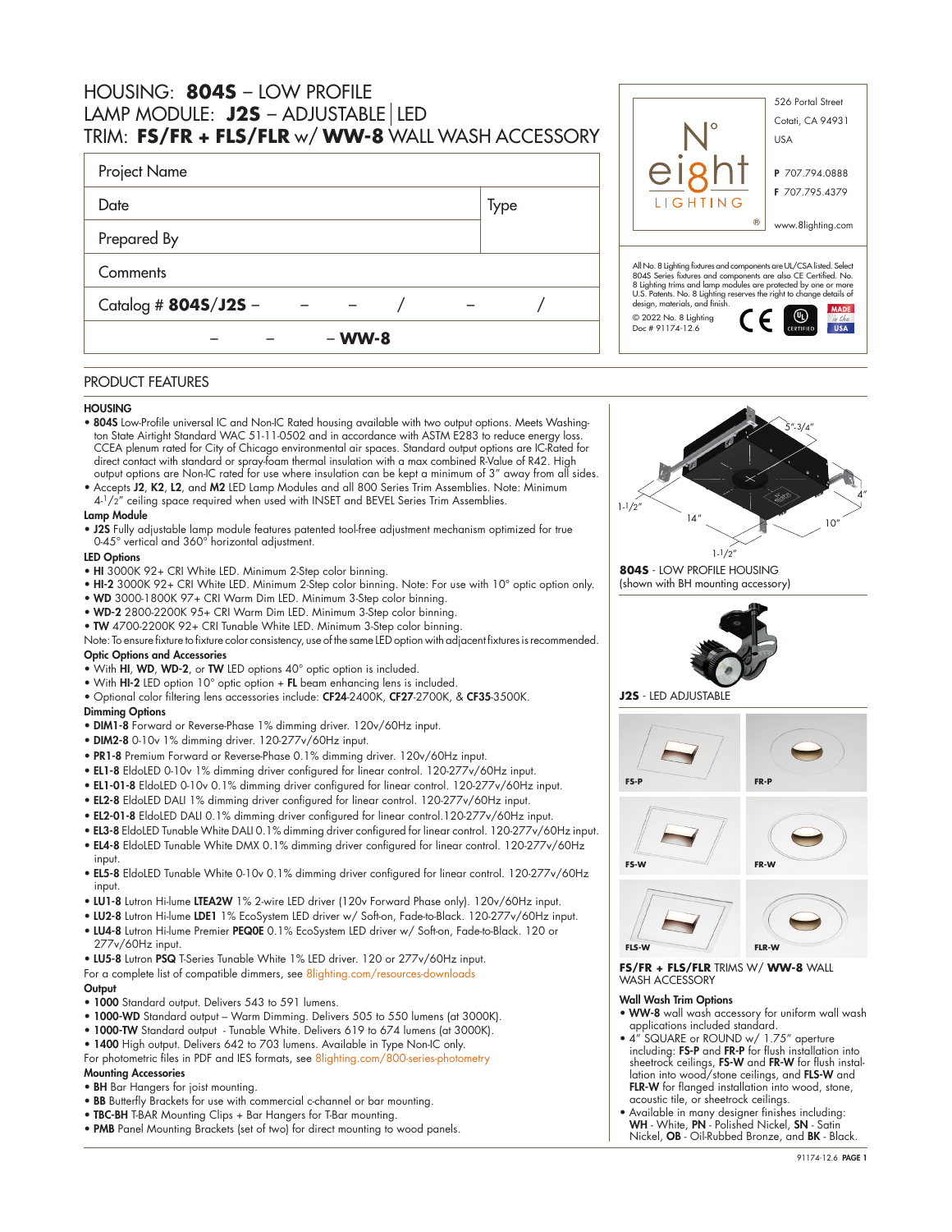# HOUSING: **804S** – LOW PROFILE
# LAMP MODULE: **J2S** – ADJUSTABLE | LED
# TRIM: **FS/FR + FLS/FLR** w/ **WW-8** WALL WASH ACCESSORY

| Project Name | |
|---|---|
| Date | Type |
| Prepared By | |
| Comments | |
| Catalog # **804S/J2S** – &nbsp;&nbsp; – &nbsp;&nbsp; – &nbsp;&nbsp; / &nbsp;&nbsp; – &nbsp;&nbsp; / | |
| – &nbsp;&nbsp; – &nbsp;&nbsp; – **WW-8** | |

N° eight LIGHTING®

526 Portal Street
Cotati, CA 94931
USA

**P** 707.794.0888
**F** 707.795.4379

www.8lighting.com

All No. 8 Lighting fixtures and components are UL/CSA listed. Select 804S Series fixtures and components are also CE Certified. No. 8 Lighting trims and lamp modules are protected by one or more U.S. Patents. No. 8 Lighting reserves the right to change details of design, materials, and finish.

© 2022 No. 8 Lighting
Doc # 91174-12.6

MADE in the USA

## PRODUCT FEATURES

### HOUSING

- **804S** Low-Profile universal IC and Non-IC Rated housing available with two output options. Meets Washington State Airtight Standard WAC 51-11-0502 and in accordance with ASTM E283 to reduce energy loss. CCEA plenum rated for City of Chicago environmental air spaces. Standard output options are IC-Rated for direct contact with standard or spray-foam thermal insulation with a max combined R-Value of R42. High output options are Non-IC rated for use where insulation can be kept a minimum of 3" away from all sides.
- Accepts **J2**, **K2**, **L2**, and **M2** LED Lamp Modules and all 800 Series Trim Assemblies. Note: Minimum 4-1/2" ceiling space required when used with INSET and BEVEL Series Trim Assemblies.

### Lamp Module

- **J2S** Fully adjustable lamp module features patented tool-free adjustment mechanism optimized for true 0-45° vertical and 360° horizontal adjustment.

### LED Options

- **HI** 3000K 92+ CRI White LED. Minimum 2-Step color binning.
- **HI-2** 3000K 92+ CRI White LED. Minimum 2-Step color binning. Note: For use with 10° optic option only.
- **WD** 3000-1800K 97+ CRI Warm Dim LED. Minimum 3-Step color binning.
- **WD-2** 2800-2200K 95+ CRI Warm Dim LED. Minimum 3-Step color binning.
- **TW** 4700-2200K 92+ CRI Tunable White LED. Minimum 3-Step color binning.

Note: To ensure fixture to fixture color consistency, use of the same LED option with adjacent fixtures is recommended.

### Optic Options and Accessories

- With **HI**, **WD**, **WD-2**, or **TW** LED options 40° optic option is included.
- With **HI-2** LED option 10° optic option + **FL** beam enhancing lens is included.
- Optional color filtering lens accessories include: **CF24**-2400K, **CF27**-2700K, & **CF35**-3500K.

### Dimming Options

- **DIM1-8** Forward or Reverse-Phase 1% dimming driver. 120v/60Hz input.
- **DIM2-8** 0-10v 1% dimming driver. 120-277v/60Hz input.
- **PR1-8** Premium Forward or Reverse-Phase 0.1% dimming driver. 120v/60Hz input.
- **EL1-8** EldoLED 0-10v 1% dimming driver configured for linear control. 120-277v/60Hz input.
- **EL1-01-8** EldoLED 0-10v 0.1% dimming driver configured for linear control. 120-277v/60Hz input.
- **EL2-8** EldoLED DALI 1% dimming driver configured for linear control. 120-277v/60Hz input.
- **EL2-01-8** EldoLED DALI 0.1% dimming driver configured for linear control.120-277v/60Hz input.
- **EL3-8** EldoLED Tunable White DALI 0.1% dimming driver configured for linear control. 120-277v/60Hz input.
- **EL4-8** EldoLED Tunable White DMX 0.1% dimming driver configured for linear control. 120-277v/60Hz input.
- **EL5-8** EldoLED Tunable White 0-10v 0.1% dimming driver configured for linear control. 120-277v/60Hz input.
- **LU1-8** Lutron Hi-lume **LTEA2W** 1% 2-wire LED driver (120v Forward Phase only). 120v/60Hz input.
- **LU2-8** Lutron Hi-lume **LDE1** 1% EcoSystem LED driver w/ Soft-on, Fade-to-Black. 120-277v/60Hz input.
- **LU4-8** Lutron Hi-lume Premier **PEQOE** 0.1% EcoSystem LED driver w/ Soft-on, Fade-to-Black. 120 or 277v/60Hz input.
- **LU5-8** Lutron **PSQ** T-Series Tunable White 1% LED driver. 120 or 277v/60Hz input.

For a complete list of compatible dimmers, see 8lighting.com/resources-downloads

### Output

- **1000** Standard output. Delivers 543 to 591 lumens.
- **1000-WD** Standard output – Warm Dimming. Delivers 505 to 550 lumens (at 3000K).
- **1000-TW** Standard output - Tunable White. Delivers 619 to 674 lumens (at 3000K).
- **1400** High output. Delivers 642 to 703 lumens. Available in Type Non-IC only.

For photometric files in PDF and IES formats, see 8lighting.com/800-series-photometry

### Mounting Accessories

- **BH** Bar Hangers for joist mounting.
- **BB** Butterfly Brackets for use with commercial c-channel or bar mounting.
- **TBC-BH** T-BAR Mounting Clips + Bar Hangers for T-Bar mounting.
- **PMB** Panel Mounting Brackets (set of two) for direct mounting to wood panels.

5"-3/4" 4" 14" 10" 1-1/2" 1-1/2"

**804S** - LOW PROFILE HOUSING
(shown with BH mounting accessory)

**J2S** - LED ADJUSTABLE

FS-P FR-P FS-W FR-W FLS-W FLR-W

**FS/FR + FLS/FLR** TRIMS W/ **WW-8** WALL WASH ACCESSORY

### Wall Wash Trim Options

- **WW-8** wall wash accessory for uniform wall wash applications included standard.
- 4" SQUARE or ROUND w/ 1.75" aperture including: **FS-P** and **FR-P** for flush installation into sheetrock ceilings, **FS-W** and **FR-W** for flush installation into wood/stone ceilings, and **FLS-W** and **FLR-W** for flanged installation into wood, stone, acoustic tile, or sheetrock ceilings.
- Available in many designer finishes including: **WH** - White, **PN** - Polished Nickel, **SN** - Satin Nickel, **OB** - Oil-Rubbed Bronze, and **BK** - Black.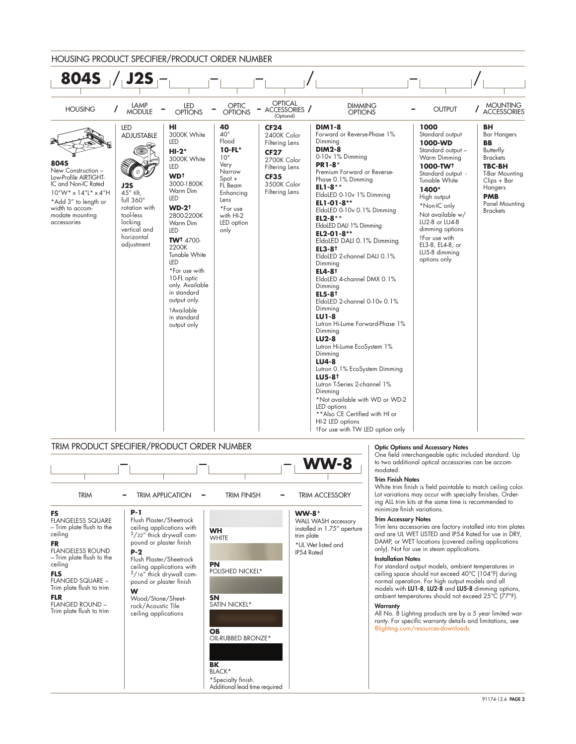## HOUSING PRODUCT SPECIFIER/PRODUCT ORDER NUMBER

**804S** / **J2S** – ____ – ____ – ____ / ____ – ____ / ____

| HOUSING | LAMP MODULE | LED OPTIONS | OPTIC OPTIONS | OPTICAL ACCESSORIES (Optional) | DIMMING OPTIONS | OUTPUT | MOUNTING ACCESSORIES |
|---|---|---|---|---|---|---|---|
| **804S** New Construction – Low-Profile AIRTIGHT-IC and Non-IC Rated 10"W* x 14"L* x 4"H *Add 3" to length or width to accom-modate mounting accessories | LED ADJUSTABLE **J2S** 45° tilt, full 360° rotation with tool-less locking vertical and horizontal adjustment | **HI** 3000K White LED **HI-2*** 3000K White LED **WD†** 3000-1800K Warm Dim LED **WD-2†** 2800-2200K Warm Dim LED **TW†** 4700-2200K Tunable White LED *For use with 10-FL optic only. Available in standard output only. †Available in standard output only | **40** 40° Flood **10-FL*** 10° Very Narrow Spot + FL Beam Enhancing Lens *For use with HI-2 LED option only | **CF24** 2400K Color Filtering Lens **CF27** 2700K Color Filtering Lens **CF35** 3500K Color Filtering Lens | **DIM1-8** Forward or Reverse-Phase 1% Dimming **DIM2-8** 0-10v 1% Dimming **PR1-8*** Premium Forward or Reverse-Phase 0.1% Dimming **EL1-8**** EldoLED 0-10v 1% Dimming **EL1-01-8**** EldoLED 0-10v 0.1% Dimming **EL2-8**** EldoLED DALI 1% Dimming **EL2-01-8**** EldoLED DALI 0.1% Dimming **EL3-8†** EldoLED 2-channel DALI 0.1% Dimming **EL4-8†** EldoLED 4-channel DMX 0.1% Dimming **EL5-8†** EldoLED 2-channel 0-10v 0.1% Dimming **LU1-8** Lutron Hi-Lume Forward-Phase 1% Dimming **LU2-8** Lutron Hi-Lume EcoSystem 1% Dimming **LU4-8** Lutron 0.1% EcoSystem Dimming **LU5-8†** Lutron T-Series 2-channel 1% Dimming *Not available with WD or WD-2 LED options **Also CE Certified with HI or HI-2 LED options †For use with TW LED option only | **1000** Standard output **1000-WD** Standard output – Warm Dimming **1000-TW†** Standard output - Tunable White **1400*** High output *Non-IC only Not available w/ LU2-8 or LU4-8 dimming options †For use with EL3-8, EL4-8, or LU5-8 dimming options only | **BH** Bar Hangers **BB** Butterfly Brackets **TBC-BH** T-Bar Mounting Clips + Bar Hangers **PMB** Panel Mounting Brackets |

## TRIM PRODUCT SPECIFIER/PRODUCT ORDER NUMBER

____ – ____ – ____ – **WW-8**

| TRIM | TRIM APPLICATION | TRIM FINISH | TRIM ACCESSORY |
|---|---|---|---|
| **FS** FLANGELESS SQUARE – Trim plate flush to the ceiling **FR** FLANGELESS ROUND – Trim plate flush to the ceiling **FLS** FLANGED SQUARE – Trim plate flush to trim **FLR** FLANGED ROUND – Trim plate flush to trim | **P-1** Flush Plaster/Sheetrock ceiling applications with 5/32" thick drywall compound or plaster finish **P-2** Flush Plaster/Sheetrock ceiling applications with 5/16" thick drywall compound or plaster finish **W** Wood/Stone/Sheetrock/Acoustic Tile ceiling applications | **WH** WHITE **PN** POLISHED NICKEL* **SN** SATIN NICKEL* **OB** OIL-RUBBED BRONZE* **BK** BLACK* *Specialty finish. Additional lead time required | **WW-8*** WALL WASH accessory installed in 1.75" aperture trim plate *UL Wet listed and IP54 Rated |

**Optic Options and Accessory Notes**
One field interchangeable optic included standard. Up to two additional optical accessories can be accommodated.

**Trim Finish Notes**
White trim finish is field paintable to match ceiling color. Lot variations may occur with specialty finishes. Ordering ALL trim kits at the same time is recommended to minimize finish variations.

**Trim Accessory Notes**
Trim lens accessories are factory installed into trim plates and are UL WET LISTED and IP54 Rated for use in DRY, DAMP, or WET locations (covered ceiling applications only). Not for use in steam applications.

**Installation Notes**
For standard output models, ambient temperatures in ceiling space should not exceed 40°C (104°F) during normal operation. For high output models and all models with **LU1-8**, **LU2-8** and **LU5-8** dimming options, ambient temperatures should not exceed 25°C (77°F).

**Warranty**
All No. 8 Lighting products are by a 5 year limited warranty. For specific warranty details and limitations, see 8lighting.com/resources-downloads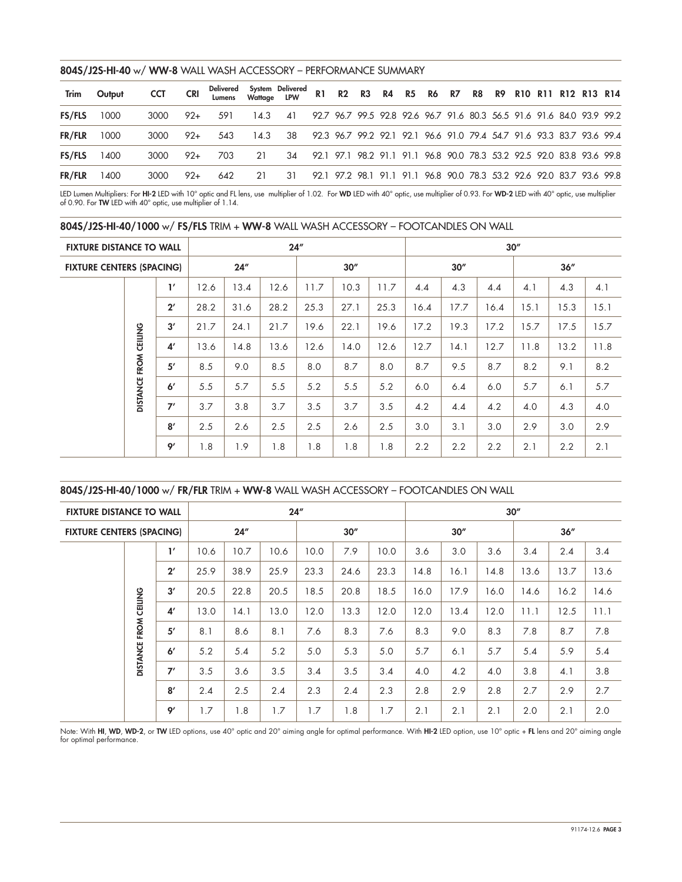## **804S/J2S-HI-40** w/ **WW-8** WALL WASH ACCESSORY – PERFORMANCE SUMMARY

| Trim | Output | CCT | CRI | Delivered Lumens | System Wattage | Delivered LPW | R1 | R2 | R3 | R4 | R5 | R6 | R7 | R8 | R9 | R10 | R11 | R12 | R13 | R14 |
|---|---|---|---|---|---|---|---|---|---|---|---|---|---|---|---|---|---|---|---|---|
| **FS/FLS** | 1000 | 3000 | 92+ | 591 | 14.3 | 41 | 92.7 | 96.7 | 99.5 | 92.8 | 92.6 | 96.7 | 91.6 | 80.3 | 56.5 | 91.6 | 91.6 | 84.0 | 93.9 | 99.2 |
| **FR/FLR** | 1000 | 3000 | 92+ | 543 | 14.3 | 38 | 92.3 | 96.7 | 99.2 | 92.1 | 92.1 | 96.6 | 91.0 | 79.4 | 54.7 | 91.6 | 93.3 | 83.7 | 93.6 | 99.4 |
| **FS/FLS** | 1400 | 3000 | 92+ | 703 | 21 | 34 | 92.1 | 97.1 | 98.2 | 91.1 | 91.1 | 96.8 | 90.0 | 78.3 | 53.2 | 92.5 | 92.0 | 83.8 | 93.6 | 99.8 |
| **FR/FLR** | 1400 | 3000 | 92+ | 642 | 21 | 31 | 92.1 | 97.2 | 98.1 | 91.1 | 91.1 | 96.8 | 90.0 | 78.3 | 53.2 | 92.6 | 92.0 | 83.7 | 93.6 | 99.8 |

LED Lumen Multipliers: For **HI-2** LED with 10° optic and FL lens, use multiplier of 1.02. For **WD** LED with 40° optic, use multiplier of 0.93. For **WD-2** LED with 40° optic, use multiplier of 0.90. For **TW** LED with 40° optic, use multiplier of 1.14.

## **804S/J2S-HI-40/1000** w/ **FS/FLS** TRIM + **WW-8** WALL WASH ACCESSORY – FOOTCANDLES ON WALL

| FIXTURE DISTANCE TO WALL | | 24″ | | | | | | 30″ | | | | | |
|---|---|---|---|---|---|---|---|---|---|---|---|---|---|
| **FIXTURE CENTERS (SPACING)** | | 24″ | | | 30″ | | | 30″ | | | 36″ | | |
| DISTANCE FROM CEILING | 1′ | 12.6 | 13.4 | 12.6 | 11.7 | 10.3 | 11.7 | 4.4 | 4.3 | 4.4 | 4.1 | 4.3 | 4.1 |
| | 2′ | 28.2 | 31.6 | 28.2 | 25.3 | 27.1 | 25.3 | 16.4 | 17.7 | 16.4 | 15.1 | 15.3 | 15.1 |
| | 3′ | 21.7 | 24.1 | 21.7 | 19.6 | 22.1 | 19.6 | 17.2 | 19.3 | 17.2 | 15.7 | 17.5 | 15.7 |
| | 4′ | 13.6 | 14.8 | 13.6 | 12.6 | 14.0 | 12.6 | 12.7 | 14.1 | 12.7 | 11.8 | 13.2 | 11.8 |
| | 5′ | 8.5 | 9.0 | 8.5 | 8.0 | 8.7 | 8.0 | 8.7 | 9.5 | 8.7 | 8.2 | 9.1 | 8.2 |
| | 6′ | 5.5 | 5.7 | 5.5 | 5.2 | 5.5 | 5.2 | 6.0 | 6.4 | 6.0 | 5.7 | 6.1 | 5.7 |
| | 7′ | 3.7 | 3.8 | 3.7 | 3.5 | 3.7 | 3.5 | 4.2 | 4.4 | 4.2 | 4.0 | 4.3 | 4.0 |
| | 8′ | 2.5 | 2.6 | 2.5 | 2.5 | 2.6 | 2.5 | 3.0 | 3.1 | 3.0 | 2.9 | 3.0 | 2.9 |
| | 9′ | 1.8 | 1.9 | 1.8 | 1.8 | 1.8 | 1.8 | 2.2 | 2.2 | 2.2 | 2.1 | 2.2 | 2.1 |

## **804S/J2S-HI-40/1000** w/ **FR/FLR** TRIM + **WW-8** WALL WASH ACCESSORY – FOOTCANDLES ON WALL

| FIXTURE DISTANCE TO WALL | | 24″ | | | | | | 30″ | | | | | |
|---|---|---|---|---|---|---|---|---|---|---|---|---|---|
| **FIXTURE CENTERS (SPACING)** | | 24″ | | | 30″ | | | 30″ | | | 36″ | | |
| DISTANCE FROM CEILING | 1′ | 10.6 | 10.7 | 10.6 | 10.0 | 7.9 | 10.0 | 3.6 | 3.0 | 3.6 | 3.4 | 2.4 | 3.4 |
| | 2′ | 25.9 | 38.9 | 25.9 | 23.3 | 24.6 | 23.3 | 14.8 | 16.1 | 14.8 | 13.6 | 13.7 | 13.6 |
| | 3′ | 20.5 | 22.8 | 20.5 | 18.5 | 20.8 | 18.5 | 16.0 | 17.9 | 16.0 | 14.6 | 16.2 | 14.6 |
| | 4′ | 13.0 | 14.1 | 13.0 | 12.0 | 13.3 | 12.0 | 12.0 | 13.4 | 12.0 | 11.1 | 12.5 | 11.1 |
| | 5′ | 8.1 | 8.6 | 8.1 | 7.6 | 8.3 | 7.6 | 8.3 | 9.0 | 8.3 | 7.8 | 8.7 | 7.8 |
| | 6′ | 5.2 | 5.4 | 5.2 | 5.0 | 5.3 | 5.0 | 5.7 | 6.1 | 5.7 | 5.4 | 5.9 | 5.4 |
| | 7′ | 3.5 | 3.6 | 3.5 | 3.4 | 3.5 | 3.4 | 4.0 | 4.2 | 4.0 | 3.8 | 4.1 | 3.8 |
| | 8′ | 2.4 | 2.5 | 2.4 | 2.3 | 2.4 | 2.3 | 2.8 | 2.9 | 2.8 | 2.7 | 2.9 | 2.7 |
| | 9′ | 1.7 | 1.8 | 1.7 | 1.7 | 1.8 | 1.7 | 2.1 | 2.1 | 2.1 | 2.0 | 2.1 | 2.0 |

Note: With **HI**, **WD**, **WD-2**, or **TW** LED options, use 40° optic and 20° aiming angle for optimal performance. With **HI-2** LED option, use 10° optic + **FL** lens and 20° aiming angle for optimal performance.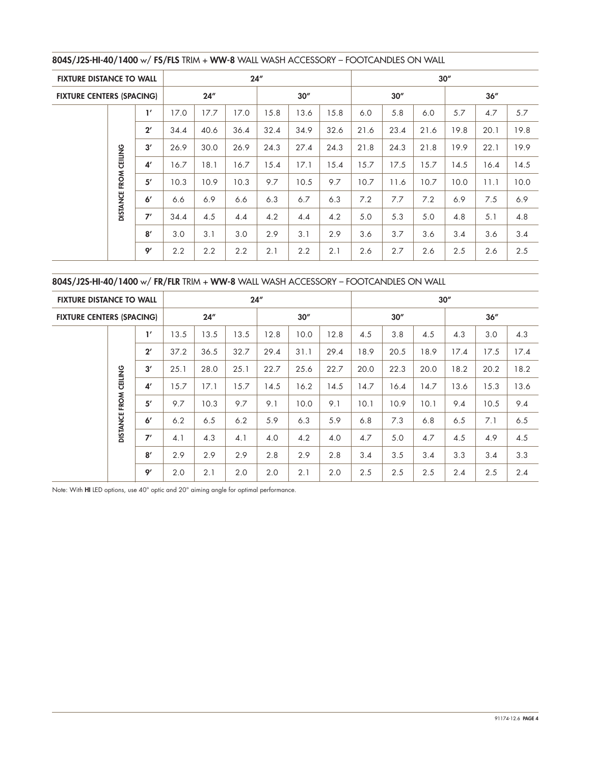**804S/J2S-HI-40/1400** w/ **FS/FLS** TRIM + **WW-8** WALL WASH ACCESSORY – FOOTCANDLES ON WALL

| FIXTURE DISTANCE TO WALL | | 24″ | | | | | | 30″ | | | | | |
|---|---|---|---|---|---|---|---|---|---|---|---|---|---|
| **FIXTURE CENTERS (SPACING)** | | 24″ | | | 30″ | | | 30″ | | | 36″ | | |
| DISTANCE FROM CEILING | 1′ | 17.0 | 17.7 | 17.0 | 15.8 | 13.6 | 15.8 | 6.0 | 5.8 | 6.0 | 5.7 | 4.7 | 5.7 |
| | 2′ | 34.4 | 40.6 | 36.4 | 32.4 | 34.9 | 32.6 | 21.6 | 23.4 | 21.6 | 19.8 | 20.1 | 19.8 |
| | 3′ | 26.9 | 30.0 | 26.9 | 24.3 | 27.4 | 24.3 | 21.8 | 24.3 | 21.8 | 19.9 | 22.1 | 19.9 |
| | 4′ | 16.7 | 18.1 | 16.7 | 15.4 | 17.1 | 15.4 | 15.7 | 17.5 | 15.7 | 14.5 | 16.4 | 14.5 |
| | 5′ | 10.3 | 10.9 | 10.3 | 9.7 | 10.5 | 9.7 | 10.7 | 11.6 | 10.7 | 10.0 | 11.1 | 10.0 |
| | 6′ | 6.6 | 6.9 | 6.6 | 6.3 | 6.7 | 6.3 | 7.2 | 7.7 | 7.2 | 6.9 | 7.5 | 6.9 |
| | 7′ | 34.4 | 4.5 | 4.4 | 4.2 | 4.4 | 4.2 | 5.0 | 5.3 | 5.0 | 4.8 | 5.1 | 4.8 |
| | 8′ | 3.0 | 3.1 | 3.0 | 2.9 | 3.1 | 2.9 | 3.6 | 3.7 | 3.6 | 3.4 | 3.6 | 3.4 |
| | 9′ | 2.2 | 2.2 | 2.2 | 2.1 | 2.2 | 2.1 | 2.6 | 2.7 | 2.6 | 2.5 | 2.6 | 2.5 |

**804S/J2S-HI-40/1400** w/ **FR/FLR** TRIM + **WW-8** WALL WASH ACCESSORY – FOOTCANDLES ON WALL

| FIXTURE DISTANCE TO WALL | | 24″ | | | | | | 30″ | | | | | |
|---|---|---|---|---|---|---|---|---|---|---|---|---|---|
| **FIXTURE CENTERS (SPACING)** | | 24″ | | | 30″ | | | 30″ | | | 36″ | | |
| DISTANCE FROM CEILING | 1′ | 13.5 | 13.5 | 13.5 | 12.8 | 10.0 | 12.8 | 4.5 | 3.8 | 4.5 | 4.3 | 3.0 | 4.3 |
| | 2′ | 37.2 | 36.5 | 32.7 | 29.4 | 31.1 | 29.4 | 18.9 | 20.5 | 18.9 | 17.4 | 17.5 | 17.4 |
| | 3′ | 25.1 | 28.0 | 25.1 | 22.7 | 25.6 | 22.7 | 20.0 | 22.3 | 20.0 | 18.2 | 20.2 | 18.2 |
| | 4′ | 15.7 | 17.1 | 15.7 | 14.5 | 16.2 | 14.5 | 14.7 | 16.4 | 14.7 | 13.6 | 15.3 | 13.6 |
| | 5′ | 9.7 | 10.3 | 9.7 | 9.1 | 10.0 | 9.1 | 10.1 | 10.9 | 10.1 | 9.4 | 10.5 | 9.4 |
| | 6′ | 6.2 | 6.5 | 6.2 | 5.9 | 6.3 | 5.9 | 6.8 | 7.3 | 6.8 | 6.5 | 7.1 | 6.5 |
| | 7′ | 4.1 | 4.3 | 4.1 | 4.0 | 4.2 | 4.0 | 4.7 | 5.0 | 4.7 | 4.5 | 4.9 | 4.5 |
| | 8′ | 2.9 | 2.9 | 2.9 | 2.8 | 2.9 | 2.8 | 3.4 | 3.5 | 3.4 | 3.3 | 3.4 | 3.3 |
| | 9′ | 2.0 | 2.1 | 2.0 | 2.0 | 2.1 | 2.0 | 2.5 | 2.5 | 2.5 | 2.4 | 2.5 | 2.4 |

Note: With **HI** LED options, use 40° optic and 20° aiming angle for optimal performance.

91174-12.6